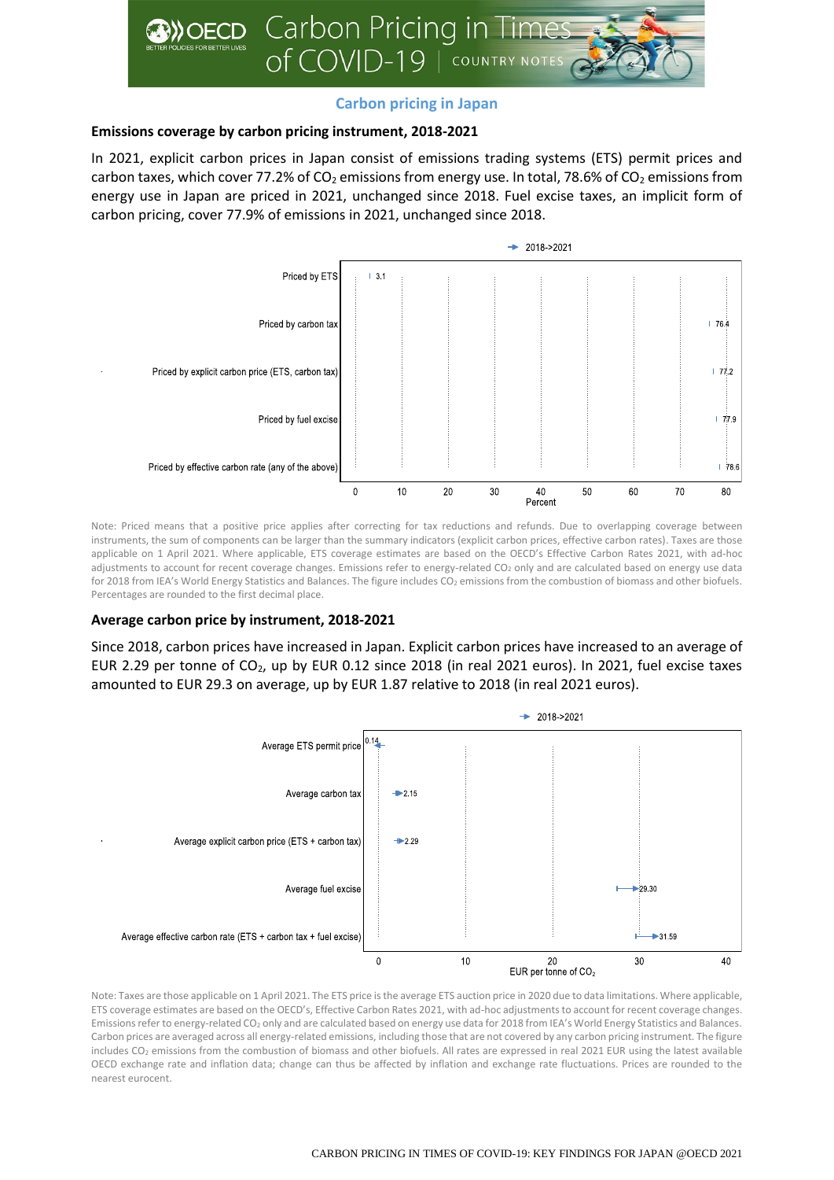## Carbon pricing in Japan

### Emissions coverage by carbon pricing instrument, 2018-2021

In 2021, explicit carbon prices in Japan consist of emissions trading systems (ETS) permit prices and carbon taxes, which cover 77.2% of $CO_2$ emissions from energy use. In total, 78.6% of $CO_2$ emissions from energy use in Japan are priced in 2021, unchanged since 2018. Fuel excise taxes, an implicit form of carbon pricing, cover 77.9% of emissions in 2021, unchanged since 2018.

| Instrument | Percent (2018->2021) |
|---|---|
| Priced by ETS | 3.1 |
| Priced by carbon tax | 76.4 |
| Priced by explicit carbon price (ETS, carbon tax) | 77.2 |
| Priced by fuel excise | 77.9 |
| Priced by effective carbon rate (any of the above) | 78.6 |

Note: Priced means that a positive price applies after correcting for tax reductions and refunds. Due to overlapping coverage between instruments, the sum of components can be larger than the summary indicators (explicit carbon prices, effective carbon rates). Taxes are those applicable on 1 April 2021. Where applicable, ETS coverage estimates are based on the OECD's Effective Carbon Rates 2021, with ad-hoc adjustments to account for recent coverage changes. Emissions refer to energy-related $CO_2$ only and are calculated based on energy use data for 2018 from IEA's World Energy Statistics and Balances. The figure includes $CO_2$ emissions from the combustion of biomass and other biofuels. Percentages are rounded to the first decimal place.

### Average carbon price by instrument, 2018-2021

Since 2018, carbon prices have increased in Japan. Explicit carbon prices have increased to an average of EUR 2.29 per tonne of $CO_2$, up by EUR 0.12 since 2018 (in real 2021 euros). In 2021, fuel excise taxes amounted to EUR 29.3 on average, up by EUR 1.87 relative to 2018 (in real 2021 euros).

| Instrument | EUR per tonne of $CO_2$ (2021) |
|---|---|
| Average ETS permit price | 0.14 |
| Average carbon tax | 2.15 |
| Average explicit carbon price (ETS + carbon tax) | 2.29 |
| Average fuel excise | 29.30 |
| Average effective carbon rate (ETS + carbon tax + fuel excise) | 31.59 |

Note: Taxes are those applicable on 1 April 2021. The ETS price is the average ETS auction price in 2020 due to data limitations. Where applicable, ETS coverage estimates are based on the OECD's, Effective Carbon Rates 2021, with ad-hoc adjustments to account for recent coverage changes. Emissions refer to energy-related $CO_2$ only and are calculated based on energy use data for 2018 from IEA's World Energy Statistics and Balances. Carbon prices are averaged across all energy-related emissions, including those that are not covered by any carbon pricing instrument. The figure includes $CO_2$ emissions from the combustion of biomass and other biofuels. All rates are expressed in real 2021 EUR using the latest available OECD exchange rate and inflation data; change can thus be affected by inflation and exchange rate fluctuations. Prices are rounded to the nearest eurocent.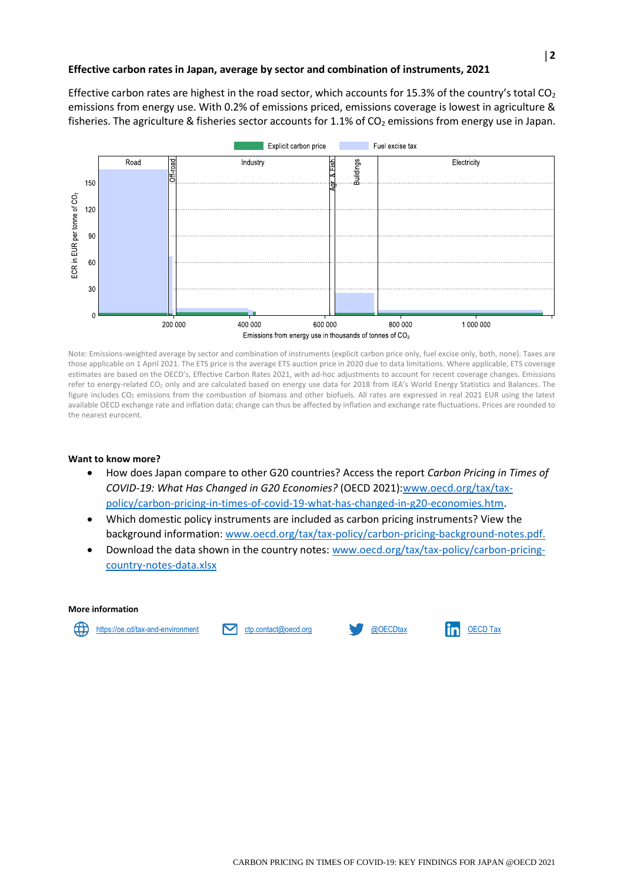**Effective carbon rates in Japan, average by sector and combination of instruments, 2021**

Effective carbon rates are highest in the road sector, which accounts for 15.3% of the country's total $CO_2$ emissions from energy use. With 0.2% of emissions priced, emissions coverage is lowest in agriculture & fisheries. The agriculture & fisheries sector accounts for 1.1% of $CO_2$ emissions from energy use in Japan.

Explicit carbon price
Fuel excise tax

Road
Off-road
Industry
Agr. & Fish
Buildings
Electricity

ECR in EUR per tonne of $CO_2$

150
120
90
60
30
0

200 000
400 000
600 000
800 000
1 000 000

Emissions from energy use in thousands of tonnes of $CO_2$

Note: Emissions-weighted average by sector and combination of instruments (explicit carbon price only, fuel excise only, both, none). Taxes are those applicable on 1 April 2021. The ETS price is the average ETS auction price in 2020 due to data limitations. Where applicable, ETS coverage estimates are based on the OECD's, Effective Carbon Rates 2021, with ad-hoc adjustments to account for recent coverage changes. Emissions refer to energy-related $CO_2$ only and are calculated based on energy use data for 2018 from IEA's World Energy Statistics and Balances. The figure includes $CO_2$ emissions from the combustion of biomass and other biofuels. All rates are expressed in real 2021 EUR using the latest available OECD exchange rate and inflation data; change can thus be affected by inflation and exchange rate fluctuations. Prices are rounded to the nearest eurocent.

**Want to know more?**

- How does Japan compare to other G20 countries? Access the report *Carbon Pricing in Times of COVID-19: What Has Changed in G20 Economies?* (OECD 2021):www.oecd.org/tax/tax-policy/carbon-pricing-in-times-of-covid-19-what-has-changed-in-g20-economies.htm.
- Which domestic policy instruments are included as carbon pricing instruments? View the background information: www.oecd.org/tax/tax-policy/carbon-pricing-background-notes.pdf.
- Download the data shown in the country notes: www.oecd.org/tax/tax-policy/carbon-pricing-country-notes-data.xlsx

**More information**

https://oe.cd/tax-and-environment ctp.contact@oecd.org @OECDtax OECD Tax